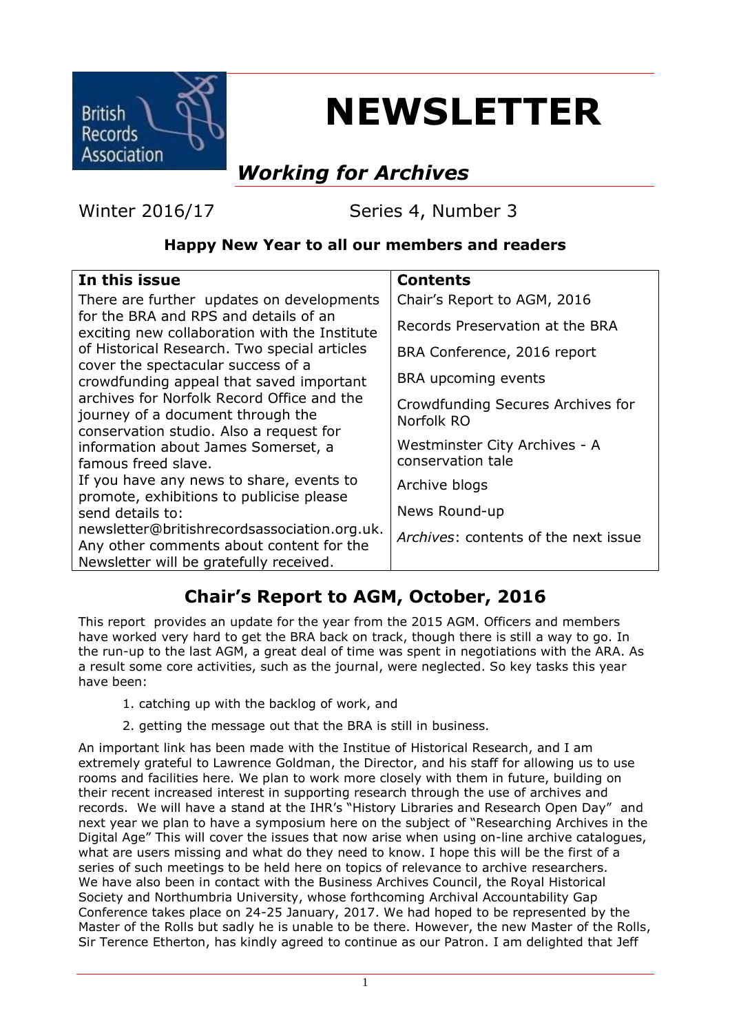British Records Association

# NEWSLETTER

## *Working for Archives*

Winter 2016/17 Series 4, Number 3

**Happy New Year to all our members and readers**

| **In this issue** | **Contents** |
| --- | --- |
| There are further updates on developments for the BRA and RPS and details of an exciting new collaboration with the Institute of Historical Research. Two special articles cover the spectacular success of a crowdfunding appeal that saved important archives for Norfolk Record Office and the journey of a document through the conservation studio. Also a request for information about James Somerset, a famous freed slave. If you have any news to share, events to promote, exhibitions to publicise please send details to: newsletter@britishrecordsassociation.org.uk. Any other comments about content for the Newsletter will be gratefully received. | Chair's Report to AGM, 2016<br>Records Preservation at the BRA<br>BRA Conference, 2016 report<br>BRA upcoming events<br>Crowdfunding Secures Archives for Norfolk RO<br>Westminster City Archives - A conservation tale<br>Archive blogs<br>News Round-up<br>*Archives*: contents of the next issue |

## Chair's Report to AGM, October, 2016

This report provides an update for the year from the 2015 AGM. Officers and members have worked very hard to get the BRA back on track, though there is still a way to go. In the run-up to the last AGM, a great deal of time was spent in negotiations with the ARA. As a result some core activities, such as the journal, were neglected. So key tasks this year have been:

1. catching up with the backlog of work, and
2. getting the message out that the BRA is still in business.

An important link has been made with the Institue of Historical Research, and I am extremely grateful to Lawrence Goldman, the Director, and his staff for allowing us to use rooms and facilities here. We plan to work more closely with them in future, building on their recent increased interest in supporting research through the use of archives and records. We will have a stand at the IHR's "History Libraries and Research Open Day" and next year we plan to have a symposium here on the subject of "Researching Archives in the Digital Age" This will cover the issues that now arise when using on-line archive catalogues, what are users missing and what do they need to know. I hope this will be the first of a series of such meetings to be held here on topics of relevance to archive researchers. We have also been in contact with the Business Archives Council, the Royal Historical Society and Northumbria University, whose forthcoming Archival Accountability Gap Conference takes place on 24-25 January, 2017. We had hoped to be represented by the Master of the Rolls but sadly he is unable to be there. However, the new Master of the Rolls, Sir Terence Etherton, has kindly agreed to continue as our Patron. I am delighted that Jeff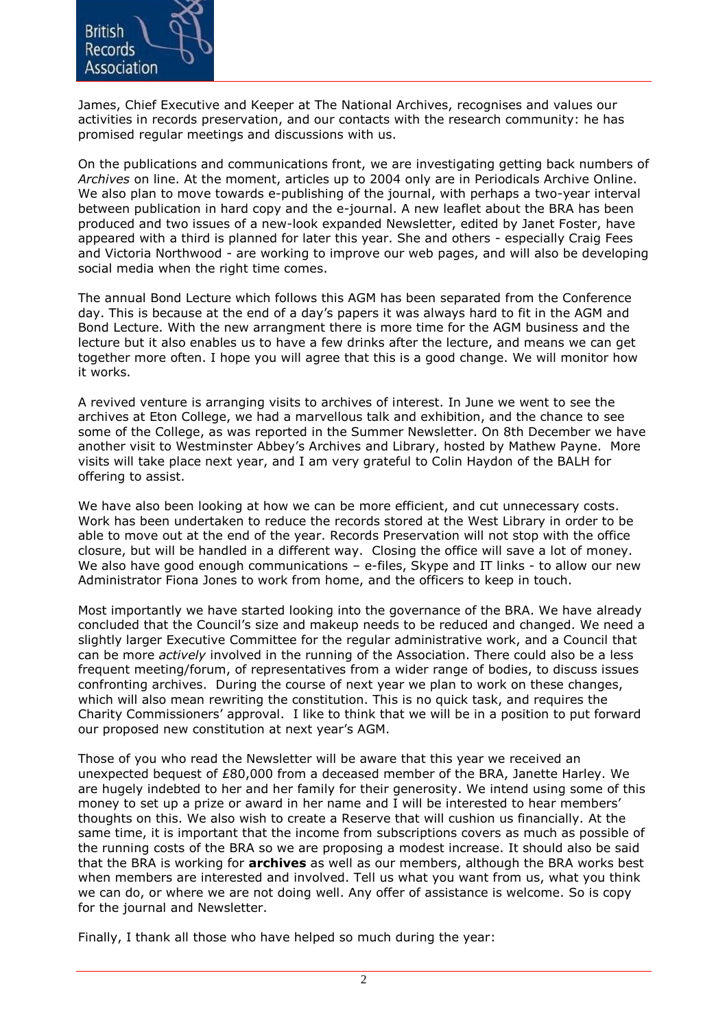James, Chief Executive and Keeper at The National Archives, recognises and values our activities in records preservation, and our contacts with the research community: he has promised regular meetings and discussions with us.

On the publications and communications front, we are investigating getting back numbers of *Archives* on line. At the moment, articles up to 2004 only are in Periodicals Archive Online. We also plan to move towards e-publishing of the journal, with perhaps a two-year interval between publication in hard copy and the e-journal. A new leaflet about the BRA has been produced and two issues of a new-look expanded Newsletter, edited by Janet Foster, have appeared with a third is planned for later this year. She and others - especially Craig Fees and Victoria Northwood - are working to improve our web pages, and will also be developing social media when the right time comes.

The annual Bond Lecture which follows this AGM has been separated from the Conference day. This is because at the end of a day's papers it was always hard to fit in the AGM and Bond Lecture. With the new arrangment there is more time for the AGM business and the lecture but it also enables us to have a few drinks after the lecture, and means we can get together more often. I hope you will agree that this is a good change. We will monitor how it works.

A revived venture is arranging visits to archives of interest. In June we went to see the archives at Eton College, we had a marvellous talk and exhibition, and the chance to see some of the College, as was reported in the Summer Newsletter. On 8th December we have another visit to Westminster Abbey's Archives and Library, hosted by Mathew Payne. More visits will take place next year, and I am very grateful to Colin Haydon of the BALH for offering to assist.

We have also been looking at how we can be more efficient, and cut unnecessary costs. Work has been undertaken to reduce the records stored at the West Library in order to be able to move out at the end of the year. Records Preservation will not stop with the office closure, but will be handled in a different way. Closing the office will save a lot of money. We also have good enough communications – e-files, Skype and IT links - to allow our new Administrator Fiona Jones to work from home, and the officers to keep in touch.

Most importantly we have started looking into the governance of the BRA. We have already concluded that the Council's size and makeup needs to be reduced and changed. We need a slightly larger Executive Committee for the regular administrative work, and a Council that can be more *actively* involved in the running of the Association. There could also be a less frequent meeting/forum, of representatives from a wider range of bodies, to discuss issues confronting archives. During the course of next year we plan to work on these changes, which will also mean rewriting the constitution. This is no quick task, and requires the Charity Commissioners' approval. I like to think that we will be in a position to put forward our proposed new constitution at next year's AGM.

Those of you who read the Newsletter will be aware that this year we received an unexpected bequest of £80,000 from a deceased member of the BRA, Janette Harley. We are hugely indebted to her and her family for their generosity. We intend using some of this money to set up a prize or award in her name and I will be interested to hear members' thoughts on this. We also wish to create a Reserve that will cushion us financially. At the same time, it is important that the income from subscriptions covers as much as possible of the running costs of the BRA so we are proposing a modest increase. It should also be said that the BRA is working for **archives** as well as our members, although the BRA works best when members are interested and involved. Tell us what you want from us, what you think we can do, or where we are not doing well. Any offer of assistance is welcome. So is copy for the journal and Newsletter.

Finally, I thank all those who have helped so much during the year: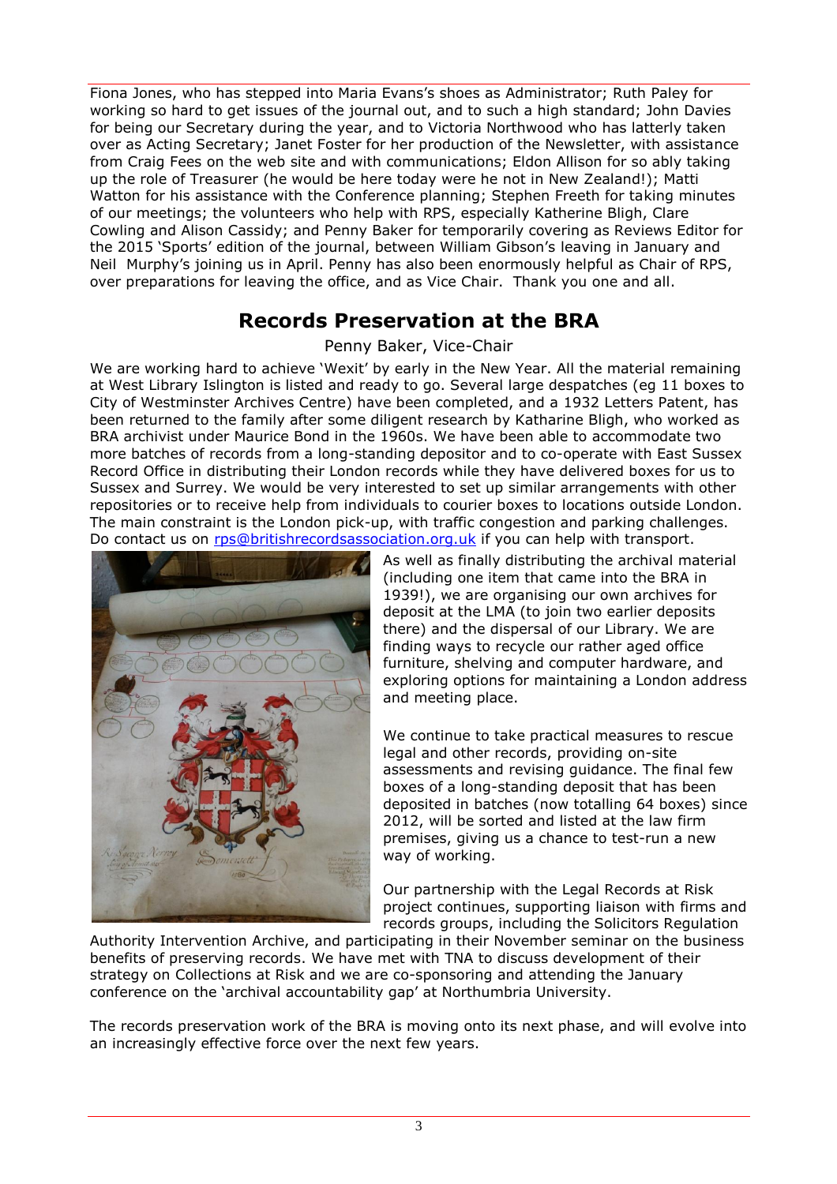Fiona Jones, who has stepped into Maria Evans's shoes as Administrator; Ruth Paley for working so hard to get issues of the journal out, and to such a high standard; John Davies for being our Secretary during the year, and to Victoria Northwood who has latterly taken over as Acting Secretary; Janet Foster for her production of the Newsletter, with assistance from Craig Fees on the web site and with communications; Eldon Allison for so ably taking up the role of Treasurer (he would be here today were he not in New Zealand!); Matti Watton for his assistance with the Conference planning; Stephen Freeth for taking minutes of our meetings; the volunteers who help with RPS, especially Katherine Bligh, Clare Cowling and Alison Cassidy; and Penny Baker for temporarily covering as Reviews Editor for the 2015 'Sports' edition of the journal, between William Gibson's leaving in January and Neil Murphy's joining us in April. Penny has also been enormously helpful as Chair of RPS, over preparations for leaving the office, and as Vice Chair. Thank you one and all.

## Records Preservation at the BRA

Penny Baker, Vice-Chair

We are working hard to achieve 'Wexit' by early in the New Year. All the material remaining at West Library Islington is listed and ready to go. Several large despatches (eg 11 boxes to City of Westminster Archives Centre) have been completed, and a 1932 Letters Patent, has been returned to the family after some diligent research by Katharine Bligh, who worked as BRA archivist under Maurice Bond in the 1960s. We have been able to accommodate two more batches of records from a long-standing depositor and to co-operate with East Sussex Record Office in distributing their London records while they have delivered boxes for us to Sussex and Surrey. We would be very interested to set up similar arrangements with other repositories or to receive help from individuals to courier boxes to locations outside London. The main constraint is the London pick-up, with traffic congestion and parking challenges. Do contact us on rps@britishrecordsassociation.org.uk if you can help with transport.

As well as finally distributing the archival material (including one item that came into the BRA in 1939!), we are organising our own archives for deposit at the LMA (to join two earlier deposits there) and the dispersal of our Library. We are finding ways to recycle our rather aged office furniture, shelving and computer hardware, and exploring options for maintaining a London address and meeting place.

We continue to take practical measures to rescue legal and other records, providing on-site assessments and revising guidance. The final few boxes of a long-standing deposit that has been deposited in batches (now totalling 64 boxes) since 2012, will be sorted and listed at the law firm premises, giving us a chance to test-run a new way of working.

Our partnership with the Legal Records at Risk project continues, supporting liaison with firms and records groups, including the Solicitors Regulation Authority Intervention Archive, and participating in their November seminar on the business benefits of preserving records. We have met with TNA to discuss development of their strategy on Collections at Risk and we are co-sponsoring and attending the January conference on the 'archival accountability gap' at Northumbria University.

The records preservation work of the BRA is moving onto its next phase, and will evolve into an increasingly effective force over the next few years.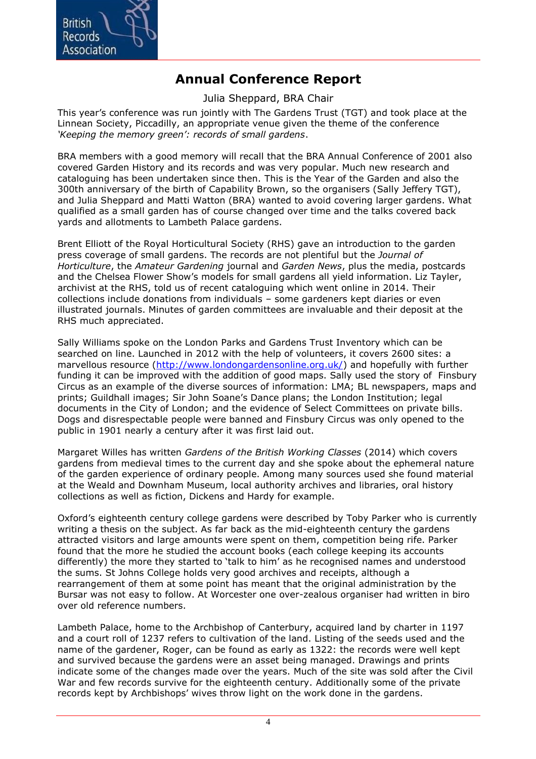# Annual Conference Report

Julia Sheppard, BRA Chair

This year's conference was run jointly with The Gardens Trust (TGT) and took place at the Linnean Society, Piccadilly, an appropriate venue given the theme of the conference *'Keeping the memory green': records of small gardens*.

BRA members with a good memory will recall that the BRA Annual Conference of 2001 also covered Garden History and its records and was very popular. Much new research and cataloguing has been undertaken since then. This is the Year of the Garden and also the 300th anniversary of the birth of Capability Brown, so the organisers (Sally Jeffery TGT), and Julia Sheppard and Matti Watton (BRA) wanted to avoid covering larger gardens. What qualified as a small garden has of course changed over time and the talks covered back yards and allotments to Lambeth Palace gardens.

Brent Elliott of the Royal Horticultural Society (RHS) gave an introduction to the garden press coverage of small gardens. The records are not plentiful but the *Journal of Horticulture*, the *Amateur Gardening* journal and *Garden News*, plus the media, postcards and the Chelsea Flower Show's models for small gardens all yield information. Liz Tayler, archivist at the RHS, told us of recent cataloguing which went online in 2014. Their collections include donations from individuals – some gardeners kept diaries or even illustrated journals. Minutes of garden committees are invaluable and their deposit at the RHS much appreciated.

Sally Williams spoke on the London Parks and Gardens Trust Inventory which can be searched on line. Launched in 2012 with the help of volunteers, it covers 2600 sites: a marvellous resource (http://www.londongardensonline.org.uk/) and hopefully with further funding it can be improved with the addition of good maps. Sally used the story of Finsbury Circus as an example of the diverse sources of information: LMA; BL newspapers, maps and prints; Guildhall images; Sir John Soane's Dance plans; the London Institution; legal documents in the City of London; and the evidence of Select Committees on private bills. Dogs and disrespectable people were banned and Finsbury Circus was only opened to the public in 1901 nearly a century after it was first laid out.

Margaret Willes has written *Gardens of the British Working Classes* (2014) which covers gardens from medieval times to the current day and she spoke about the ephemeral nature of the garden experience of ordinary people. Among many sources used she found material at the Weald and Downham Museum, local authority archives and libraries, oral history collections as well as fiction, Dickens and Hardy for example.

Oxford's eighteenth century college gardens were described by Toby Parker who is currently writing a thesis on the subject. As far back as the mid-eighteenth century the gardens attracted visitors and large amounts were spent on them, competition being rife. Parker found that the more he studied the account books (each college keeping its accounts differently) the more they started to 'talk to him' as he recognised names and understood the sums. St Johns College holds very good archives and receipts, although a rearrangement of them at some point has meant that the original administration by the Bursar was not easy to follow. At Worcester one over-zealous organiser had written in biro over old reference numbers.

Lambeth Palace, home to the Archbishop of Canterbury, acquired land by charter in 1197 and a court roll of 1237 refers to cultivation of the land. Listing of the seeds used and the name of the gardener, Roger, can be found as early as 1322: the records were well kept and survived because the gardens were an asset being managed. Drawings and prints indicate some of the changes made over the years. Much of the site was sold after the Civil War and few records survive for the eighteenth century. Additionally some of the private records kept by Archbishops' wives throw light on the work done in the gardens.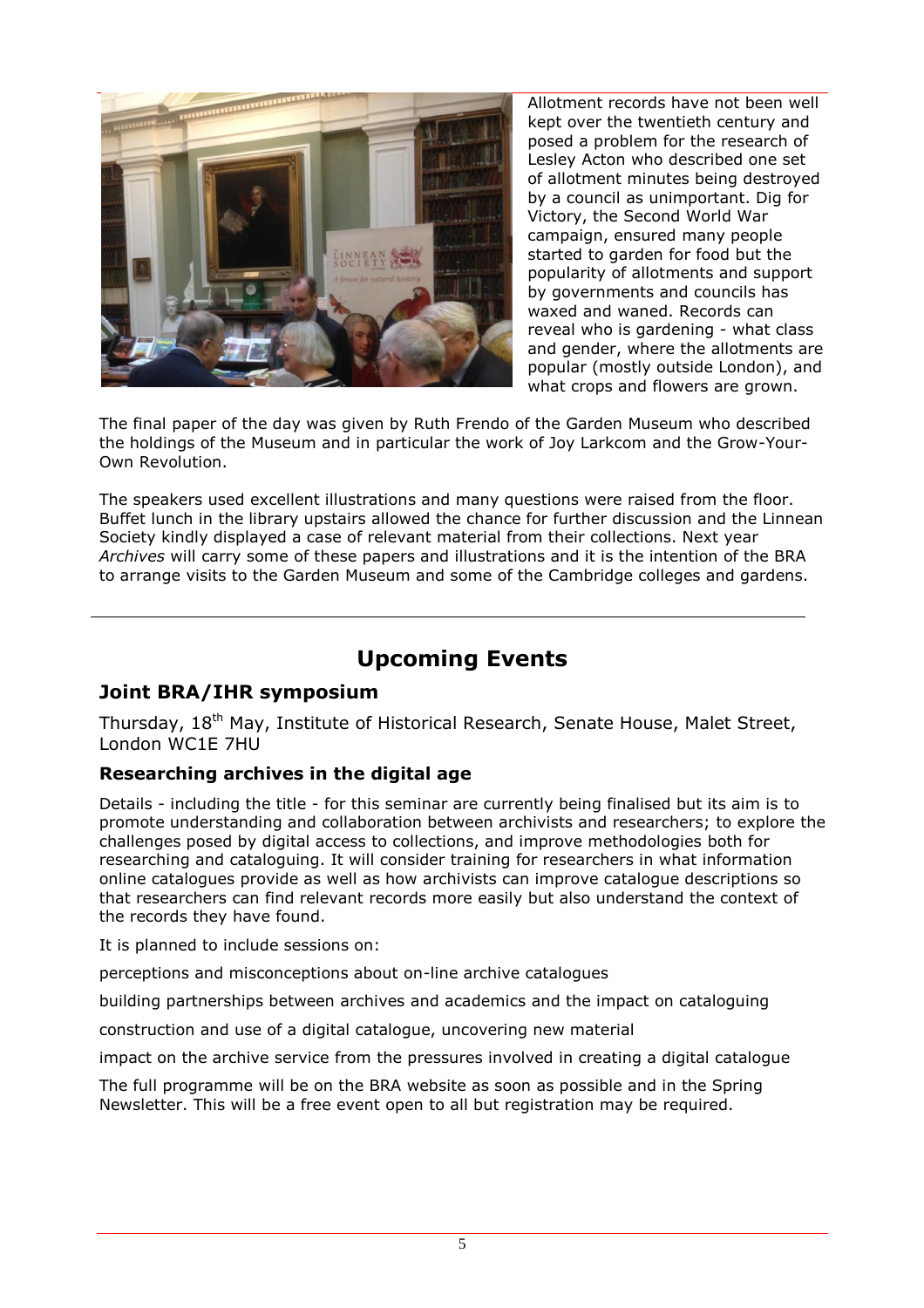Allotment records have not been well kept over the twentieth century and posed a problem for the research of Lesley Acton who described one set of allotment minutes being destroyed by a council as unimportant. Dig for Victory, the Second World War campaign, ensured many people started to garden for food but the popularity of allotments and support by governments and councils has waxed and waned. Records can reveal who is gardening - what class and gender, where the allotments are popular (mostly outside London), and what crops and flowers are grown.

The final paper of the day was given by Ruth Frendo of the Garden Museum who described the holdings of the Museum and in particular the work of Joy Larkcom and the Grow-Your-Own Revolution.

The speakers used excellent illustrations and many questions were raised from the floor. Buffet lunch in the library upstairs allowed the chance for further discussion and the Linnean Society kindly displayed a case of relevant material from their collections. Next year *Archives* will carry some of these papers and illustrations and it is the intention of the BRA to arrange visits to the Garden Museum and some of the Cambridge colleges and gardens.

---

# Upcoming Events

## Joint BRA/IHR symposium

Thursday, 18th May, Institute of Historical Research, Senate House, Malet Street, London WC1E 7HU

### Researching archives in the digital age

Details - including the title - for this seminar are currently being finalised but its aim is to promote understanding and collaboration between archivists and researchers; to explore the challenges posed by digital access to collections, and improve methodologies both for researching and cataloguing. It will consider training for researchers in what information online catalogues provide as well as how archivists can improve catalogue descriptions so that researchers can find relevant records more easily but also understand the context of the records they have found.

It is planned to include sessions on:

perceptions and misconceptions about on-line archive catalogues

building partnerships between archives and academics and the impact on cataloguing

construction and use of a digital catalogue, uncovering new material

impact on the archive service from the pressures involved in creating a digital catalogue

The full programme will be on the BRA website as soon as possible and in the Spring Newsletter. This will be a free event open to all but registration may be required.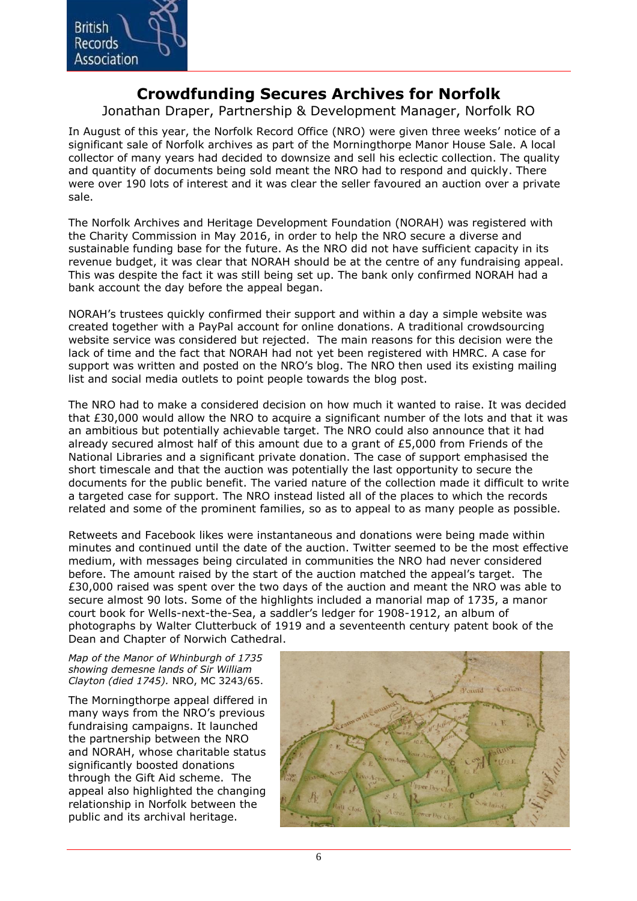# Crowdfunding Secures Archives for Norfolk

Jonathan Draper, Partnership & Development Manager, Norfolk RO

In August of this year, the Norfolk Record Office (NRO) were given three weeks' notice of a significant sale of Norfolk archives as part of the Morningthorpe Manor House Sale. A local collector of many years had decided to downsize and sell his eclectic collection. The quality and quantity of documents being sold meant the NRO had to respond and quickly. There were over 190 lots of interest and it was clear the seller favoured an auction over a private sale.

The Norfolk Archives and Heritage Development Foundation (NORAH) was registered with the Charity Commission in May 2016, in order to help the NRO secure a diverse and sustainable funding base for the future. As the NRO did not have sufficient capacity in its revenue budget, it was clear that NORAH should be at the centre of any fundraising appeal. This was despite the fact it was still being set up. The bank only confirmed NORAH had a bank account the day before the appeal began.

NORAH's trustees quickly confirmed their support and within a day a simple website was created together with a PayPal account for online donations. A traditional crowdsourcing website service was considered but rejected. The main reasons for this decision were the lack of time and the fact that NORAH had not yet been registered with HMRC. A case for support was written and posted on the NRO's blog. The NRO then used its existing mailing list and social media outlets to point people towards the blog post.

The NRO had to make a considered decision on how much it wanted to raise. It was decided that £30,000 would allow the NRO to acquire a significant number of the lots and that it was an ambitious but potentially achievable target. The NRO could also announce that it had already secured almost half of this amount due to a grant of £5,000 from Friends of the National Libraries and a significant private donation. The case of support emphasised the short timescale and that the auction was potentially the last opportunity to secure the documents for the public benefit. The varied nature of the collection made it difficult to write a targeted case for support. The NRO instead listed all of the places to which the records related and some of the prominent families, so as to appeal to as many people as possible.

Retweets and Facebook likes were instantaneous and donations were being made within minutes and continued until the date of the auction. Twitter seemed to be the most effective medium, with messages being circulated in communities the NRO had never considered before. The amount raised by the start of the auction matched the appeal's target. The £30,000 raised was spent over the two days of the auction and meant the NRO was able to secure almost 90 lots. Some of the highlights included a manorial map of 1735, a manor court book for Wells-next-the-Sea, a saddler's ledger for 1908-1912, an album of photographs by Walter Clutterbuck of 1919 and a seventeenth century patent book of the Dean and Chapter of Norwich Cathedral.

*Map of the Manor of Whinburgh of 1735 showing demesne lands of Sir William Clayton (died 1745).* NRO, MC 3243/65.

The Morningthorpe appeal differed in many ways from the NRO's previous fundraising campaigns. It launched the partnership between the NRO and NORAH, whose charitable status significantly boosted donations through the Gift Aid scheme. The appeal also highlighted the changing relationship in Norfolk between the public and its archival heritage.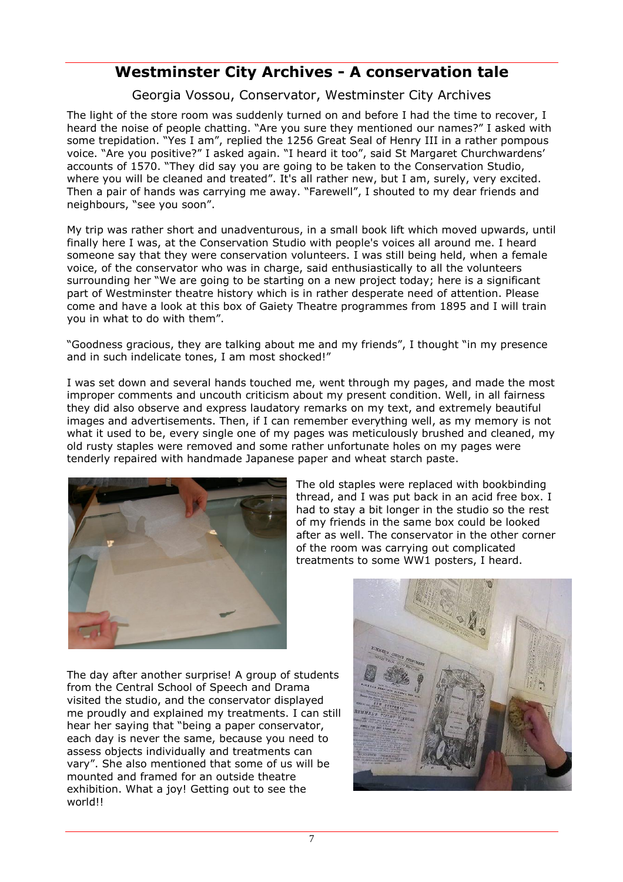## Westminster City Archives - A conservation tale

Georgia Vossou, Conservator, Westminster City Archives

The light of the store room was suddenly turned on and before I had the time to recover, I heard the noise of people chatting. "Are you sure they mentioned our names?" I asked with some trepidation. "Yes I am", replied the 1256 Great Seal of Henry III in a rather pompous voice. "Are you positive?" I asked again. "I heard it too", said St Margaret Churchwardens' accounts of 1570. "They did say you are going to be taken to the Conservation Studio, where you will be cleaned and treated". It's all rather new, but I am, surely, very excited. Then a pair of hands was carrying me away. "Farewell", I shouted to my dear friends and neighbours, "see you soon".

My trip was rather short and unadventurous, in a small book lift which moved upwards, until finally here I was, at the Conservation Studio with people's voices all around me. I heard someone say that they were conservation volunteers. I was still being held, when a female voice, of the conservator who was in charge, said enthusiastically to all the volunteers surrounding her "We are going to be starting on a new project today; here is a significant part of Westminster theatre history which is in rather desperate need of attention. Please come and have a look at this box of Gaiety Theatre programmes from 1895 and I will train you in what to do with them".

"Goodness gracious, they are talking about me and my friends", I thought "in my presence and in such indelicate tones, I am most shocked!"

I was set down and several hands touched me, went through my pages, and made the most improper comments and uncouth criticism about my present condition. Well, in all fairness they did also observe and express laudatory remarks on my text, and extremely beautiful images and advertisements. Then, if I can remember everything well, as my memory is not what it used to be, every single one of my pages was meticulously brushed and cleaned, my old rusty staples were removed and some rather unfortunate holes on my pages were tenderly repaired with handmade Japanese paper and wheat starch paste.

The old staples were replaced with bookbinding thread, and I was put back in an acid free box. I had to stay a bit longer in the studio so the rest of my friends in the same box could be looked after as well. The conservator in the other corner of the room was carrying out complicated treatments to some WW1 posters, I heard.

The day after another surprise! A group of students from the Central School of Speech and Drama visited the studio, and the conservator displayed me proudly and explained my treatments. I can still hear her saying that "being a paper conservator, each day is never the same, because you need to assess objects individually and treatments can vary". She also mentioned that some of us will be mounted and framed for an outside theatre exhibition. What a joy! Getting out to see the world!!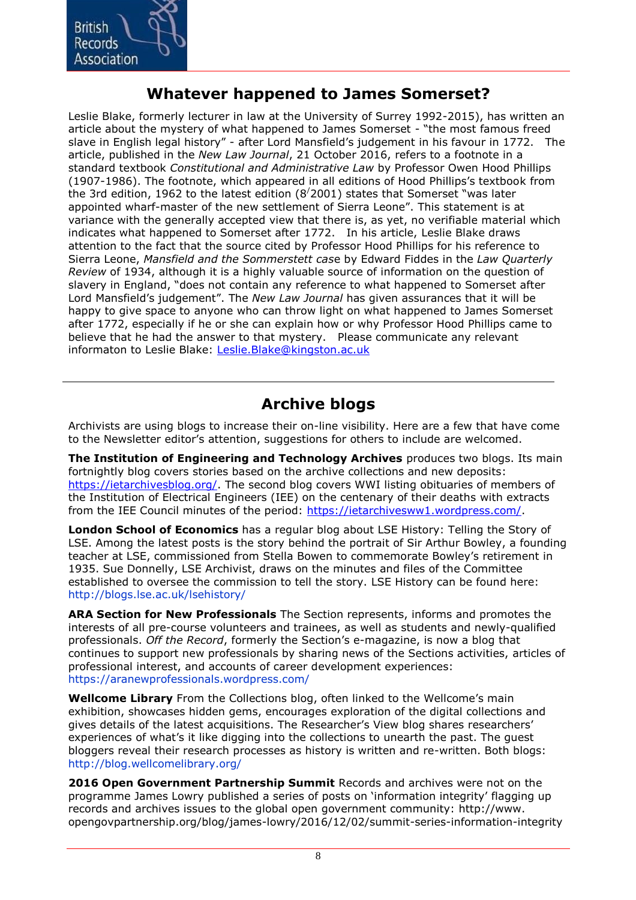## Whatever happened to James Somerset?

Leslie Blake, formerly lecturer in law at the University of Surrey 1992-2015), has written an article about the mystery of what happened to James Somerset - "the most famous freed slave in English legal history" - after Lord Mansfield's judgement in his favour in 1772. The article, published in the *New Law Journal*, 21 October 2016, refers to a footnote in a standard textbook *Constitutional and Administrative Law* by Professor Owen Hood Phillips (1907-1986). The footnote, which appeared in all editions of Hood Phillips's textbook from the 3rd edition, 1962 to the latest edition (8/2001) states that Somerset "was later appointed wharf-master of the new settlement of Sierra Leone". This statement is at variance with the generally accepted view that there is, as yet, no verifiable material which indicates what happened to Somerset after 1772. In his article, Leslie Blake draws attention to the fact that the source cited by Professor Hood Phillips for his reference to Sierra Leone, *Mansfield and the Sommerstett case* by Edward Fiddes in the *Law Quarterly Review* of 1934, although it is a highly valuable source of information on the question of slavery in England, "does not contain any reference to what happened to Somerset after Lord Mansfield's judgement". The *New Law Journal* has given assurances that it will be happy to give space to anyone who can throw light on what happened to James Somerset after 1772, especially if he or she can explain how or why Professor Hood Phillips came to believe that he had the answer to that mystery. Please communicate any relevant informaton to Leslie Blake: Leslie.Blake@kingston.ac.uk

---

## Archive blogs

Archivists are using blogs to increase their on-line visibility. Here are a few that have come to the Newsletter editor's attention, suggestions for others to include are welcomed.

**The Institution of Engineering and Technology Archives** produces two blogs. Its main fortnightly blog covers stories based on the archive collections and new deposits: https://ietarchivesblog.org/. The second blog covers WWI listing obituaries of members of the Institution of Electrical Engineers (IEE) on the centenary of their deaths with extracts from the IEE Council minutes of the period: https://ietarchivesww1.wordpress.com/.

**London School of Economics** has a regular blog about LSE History: Telling the Story of LSE. Among the latest posts is the story behind the portrait of Sir Arthur Bowley, a founding teacher at LSE, commissioned from Stella Bowen to commemorate Bowley's retirement in 1935. Sue Donnelly, LSE Archivist, draws on the minutes and files of the Committee established to oversee the commission to tell the story. LSE History can be found here: http://blogs.lse.ac.uk/lsehistory/

**ARA Section for New Professionals** The Section represents, informs and promotes the interests of all pre-course volunteers and trainees, as well as students and newly-qualified professionals. *Off the Record*, formerly the Section's e-magazine, is now a blog that continues to support new professionals by sharing news of the Sections activities, articles of professional interest, and accounts of career development experiences: https://aranewprofessionals.wordpress.com/

**Wellcome Library** From the Collections blog, often linked to the Wellcome's main exhibition, showcases hidden gems, encourages exploration of the digital collections and gives details of the latest acquisitions. The Researcher's View blog shares researchers' experiences of what's it like digging into the collections to unearth the past. The guest bloggers reveal their research processes as history is written and re-written. Both blogs: http://blog.wellcomelibrary.org/

**2016 Open Government Partnership Summit** Records and archives were not on the programme James Lowry published a series of posts on 'information integrity' flagging up records and archives issues to the global open government community: http://www.opengovpartnership.org/blog/james-lowry/2016/12/02/summit-series-information-integrity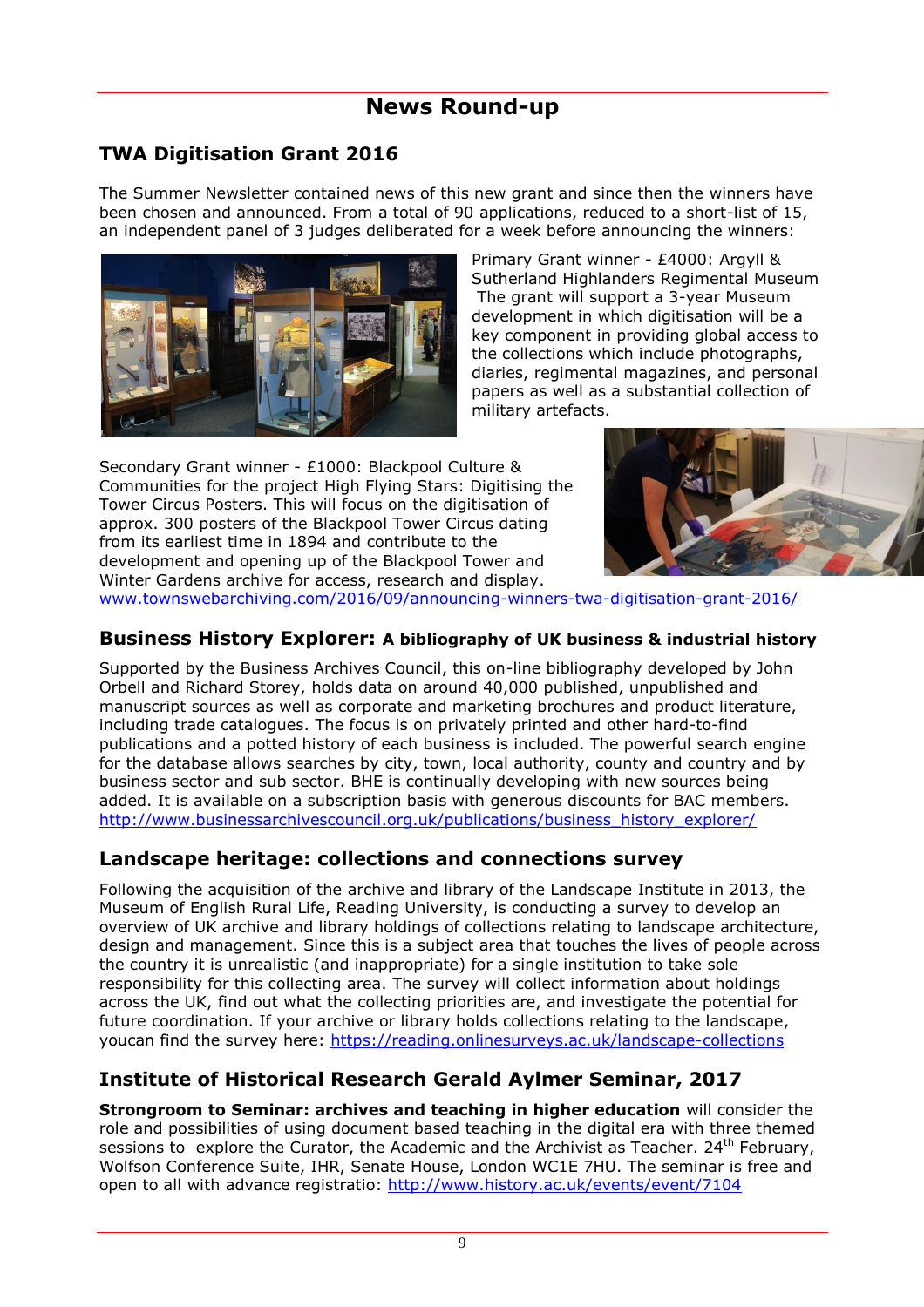# News Round-up

## TWA Digitisation Grant 2016

The Summer Newsletter contained news of this new grant and since then the winners have been chosen and announced. From a total of 90 applications, reduced to a short-list of 15, an independent panel of 3 judges deliberated for a week before announcing the winners:

Primary Grant winner - £4000: Argyll & Sutherland Highlanders Regimental Museum The grant will support a 3-year Museum development in which digitisation will be a key component in providing global access to the collections which include photographs, diaries, regimental magazines, and personal papers as well as a substantial collection of military artefacts.

Secondary Grant winner - £1000: Blackpool Culture & Communities for the project High Flying Stars: Digitising the Tower Circus Posters. This will focus on the digitisation of approx. 300 posters of the Blackpool Tower Circus dating from its earliest time in 1894 and contribute to the development and opening up of the Blackpool Tower and Winter Gardens archive for access, research and display.
www.townswebarchiving.com/2016/09/announcing-winners-twa-digitisation-grant-2016/

## Business History Explorer: A bibliography of UK business & industrial history

Supported by the Business Archives Council, this on-line bibliography developed by John Orbell and Richard Storey, holds data on around 40,000 published, unpublished and manuscript sources as well as corporate and marketing brochures and product literature, including trade catalogues. The focus is on privately printed and other hard-to-find publications and a potted history of each business is included. The powerful search engine for the database allows searches by city, town, local authority, county and country and by business sector and sub sector. BHE is continually developing with new sources being added. It is available on a subscription basis with generous discounts for BAC members.
http://www.businessarchivescouncil.org.uk/publications/business_history_explorer/

## Landscape heritage: collections and connections survey

Following the acquisition of the archive and library of the Landscape Institute in 2013, the Museum of English Rural Life, Reading University, is conducting a survey to develop an overview of UK archive and library holdings of collections relating to landscape architecture, design and management. Since this is a subject area that touches the lives of people across the country it is unrealistic (and inappropriate) for a single institution to take sole responsibility for this collecting area. The survey will collect information about holdings across the UK, find out what the collecting priorities are, and investigate the potential for future coordination. If your archive or library holds collections relating to the landscape, youcan find the survey here: https://reading.onlinesurveys.ac.uk/landscape-collections

## Institute of Historical Research Gerald Aylmer Seminar, 2017

**Strongroom to Seminar: archives and teaching in higher education** will consider the role and possibilities of using document based teaching in the digital era with three themed sessions to explore the Curator, the Academic and the Archivist as Teacher. 24th February, Wolfson Conference Suite, IHR, Senate House, London WC1E 7HU. The seminar is free and open to all with advance registratio: http://www.history.ac.uk/events/event/7104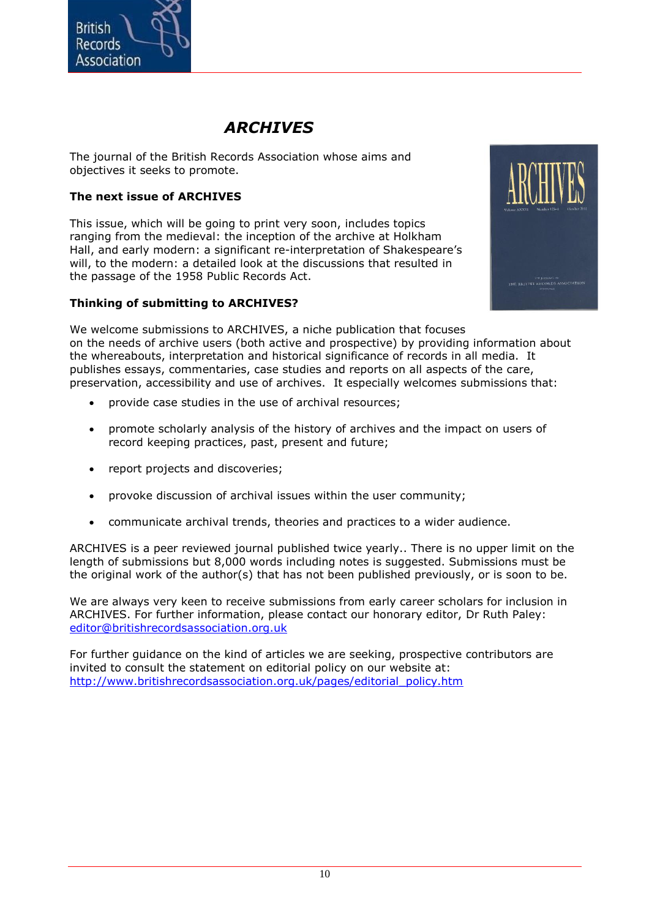# ARCHIVES

The journal of the British Records Association whose aims and objectives it seeks to promote.

### The next issue of ARCHIVES

This issue, which will be going to print very soon, includes topics ranging from the medieval: the inception of the archive at Holkham Hall, and early modern: a significant re-interpretation of Shakespeare's will, to the modern: a detailed look at the discussions that resulted in the passage of the 1958 Public Records Act.

### Thinking of submitting to ARCHIVES?

We welcome submissions to ARCHIVES, a niche publication that focuses on the needs of archive users (both active and prospective) by providing information about the whereabouts, interpretation and historical significance of records in all media. It publishes essays, commentaries, case studies and reports on all aspects of the care, preservation, accessibility and use of archives. It especially welcomes submissions that:

- provide case studies in the use of archival resources;
- promote scholarly analysis of the history of archives and the impact on users of record keeping practices, past, present and future;
- report projects and discoveries;
- provoke discussion of archival issues within the user community;
- communicate archival trends, theories and practices to a wider audience.

ARCHIVES is a peer reviewed journal published twice yearly.. There is no upper limit on the length of submissions but 8,000 words including notes is suggested. Submissions must be the original work of the author(s) that has not been published previously, or is soon to be.

We are always very keen to receive submissions from early career scholars for inclusion in ARCHIVES. For further information, please contact our honorary editor, Dr Ruth Paley: editor@britishrecordsassociation.org.uk

For further guidance on the kind of articles we are seeking, prospective contributors are invited to consult the statement on editorial policy on our website at: http://www.britishrecordsassociation.org.uk/pages/editorial_policy.htm